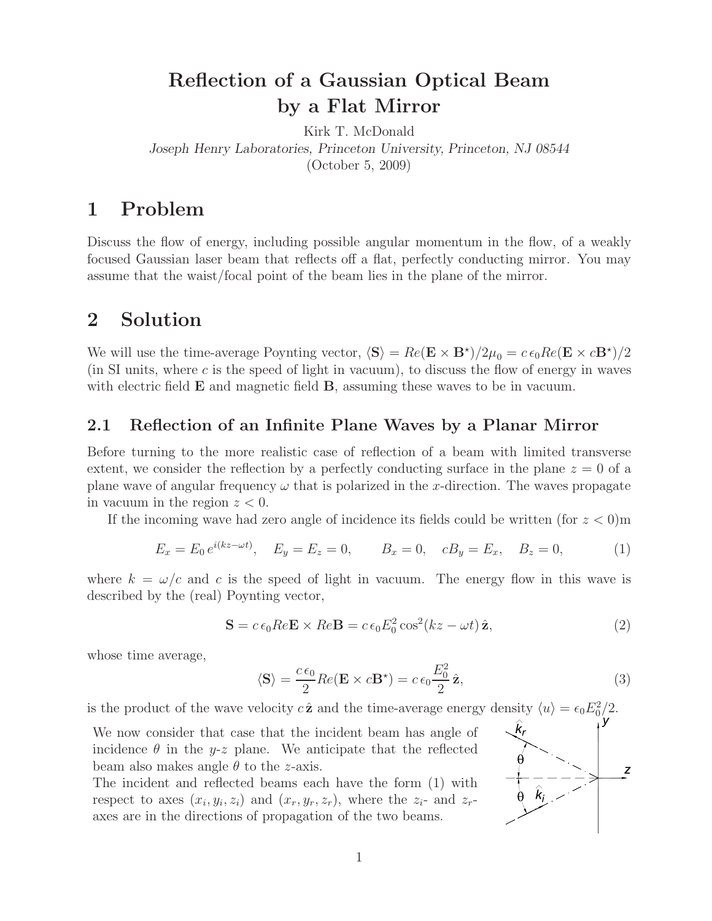# Reflection of a Gaussian Optical Beam by a Flat Mirror

Kirk T. McDonald
*Joseph Henry Laboratories, Princeton University, Princeton, NJ 08544*
(October 5, 2009)

## 1 Problem

Discuss the flow of energy, including possible angular momentum in the flow, of a weakly focused Gaussian laser beam that reflects off a flat, perfectly conducting mirror. You may assume that the waist/focal point of the beam lies in the plane of the mirror.

## 2 Solution

We will use the time-average Poynting vector, $\langle \mathbf{S} \rangle = Re(\mathbf{E} \times \mathbf{B}^\star)/2\mu_0 = c\,\epsilon_0 Re(\mathbf{E} \times c\mathbf{B}^\star)/2$ (in SI units, where $c$ is the speed of light in vacuum), to discuss the flow of energy in waves with electric field $\mathbf{E}$ and magnetic field $\mathbf{B}$, assuming these waves to be in vacuum.

### 2.1 Reflection of an Infinite Plane Waves by a Planar Mirror

Before turning to the more realistic case of reflection of a beam with limited transverse extent, we consider the reflection by a perfectly conducting surface in the plane $z = 0$ of a plane wave of angular frequency $\omega$ that is polarized in the $x$-direction. The waves propagate in vacuum in the region $z < 0$.

If the incoming wave had zero angle of incidence its fields could be written (for $z < 0$)m

$$E_x = E_0\, e^{i(kz - \omega t)}, \quad E_y = E_z = 0, \qquad B_x = 0, \quad cB_y = E_x, \quad B_z = 0, \tag{1}$$

where $k = \omega/c$ and $c$ is the speed of light in vacuum. The energy flow in this wave is described by the (real) Poynting vector,

$$\mathbf{S} = c\,\epsilon_0 Re\mathbf{E} \times Re\mathbf{B} = c\,\epsilon_0 E_0^2 \cos^2(kz - \omega t)\,\hat{\mathbf{z}}, \tag{2}$$

whose time average,

$$\langle \mathbf{S} \rangle = \frac{c\,\epsilon_0}{2} Re(\mathbf{E} \times c\mathbf{B}^\star) = c\,\epsilon_0 \frac{E_0^2}{2}\,\hat{\mathbf{z}}, \tag{3}$$

is the product of the wave velocity $c\,\hat{\mathbf{z}}$ and the time-average energy density $\langle u \rangle = \epsilon_0 E_0^2/2$.

We now consider that case that the incident beam has angle of incidence $\theta$ in the $y$-$z$ plane. We anticipate that the reflected beam also makes angle $\theta$ to the $z$-axis.

The incident and reflected beams each have the form (1) with respect to axes $(x_i, y_i, z_i)$ and $(x_r, y_r, z_r)$, where the $z_i$- and $z_r$-axes are in the directions of propagation of the two beams.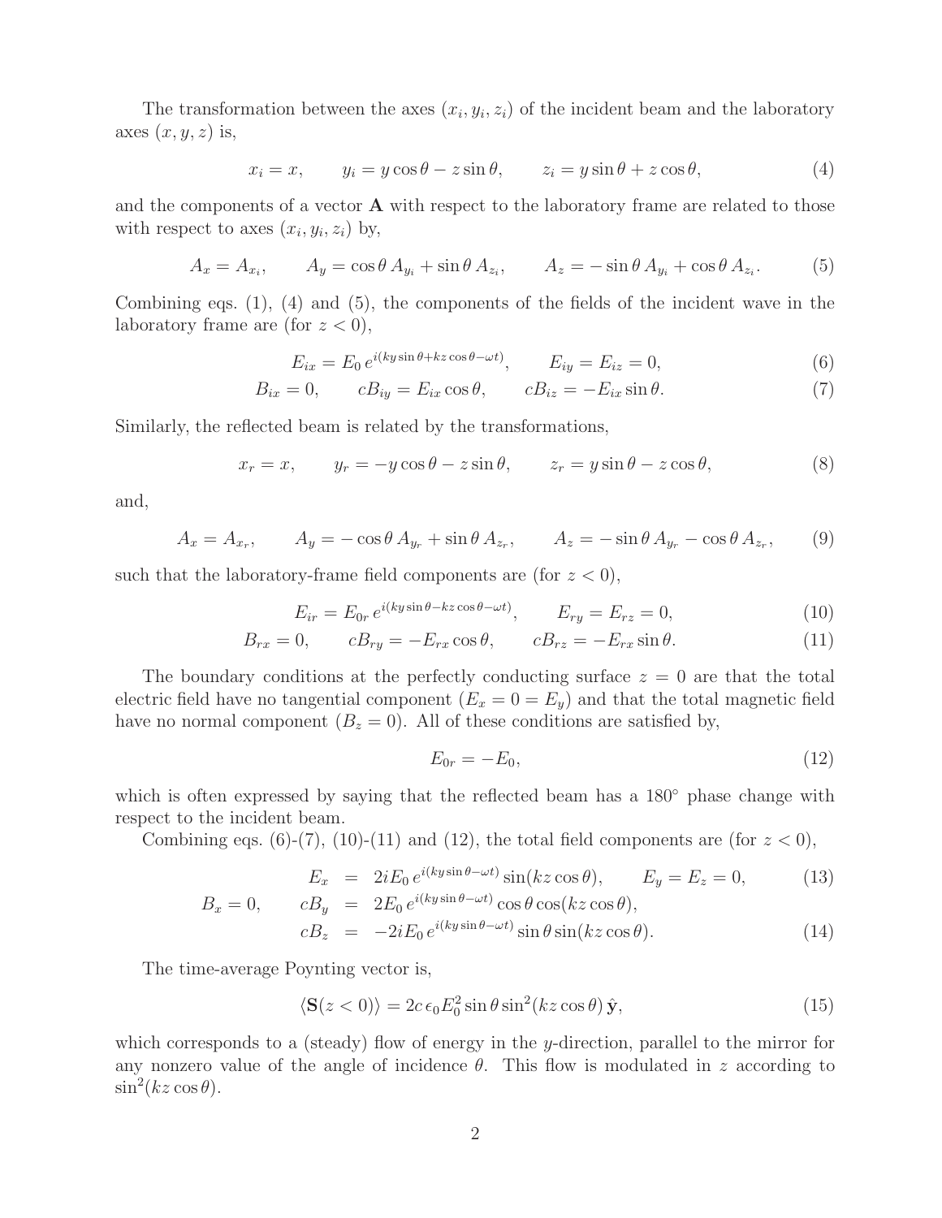The transformation between the axes $(x_i, y_i, z_i)$ of the incident beam and the laboratory axes $(x, y, z)$ is,

$$x_i = x, \qquad y_i = y\cos\theta - z\sin\theta, \qquad z_i = y\sin\theta + z\cos\theta, \tag{4}$$

and the components of a vector $\mathbf{A}$ with respect to the laboratory frame are related to those with respect to axes $(x_i, y_i, z_i)$ by,

$$A_x = A_{x_i}, \qquad A_y = \cos\theta\, A_{y_i} + \sin\theta\, A_{z_i}, \qquad A_z = -\sin\theta\, A_{y_i} + \cos\theta\, A_{z_i}. \tag{5}$$

Combining eqs. (1), (4) and (5), the components of the fields of the incident wave in the laboratory frame are (for $z < 0$),

$$E_{ix} = E_0\, e^{i(ky\sin\theta + kz\cos\theta - \omega t)}, \qquad E_{iy} = E_{iz} = 0, \tag{6}$$

$$B_{ix} = 0, \qquad cB_{iy} = E_{ix}\cos\theta, \qquad cB_{iz} = -E_{ix}\sin\theta. \tag{7}$$

Similarly, the reflected beam is related by the transformations,

$$x_r = x, \qquad y_r = -y\cos\theta - z\sin\theta, \qquad z_r = y\sin\theta - z\cos\theta, \tag{8}$$

and,

$$A_x = A_{x_r}, \qquad A_y = -\cos\theta\, A_{y_r} + \sin\theta\, A_{z_r}, \qquad A_z = -\sin\theta\, A_{y_r} - \cos\theta\, A_{z_r}, \tag{9}$$

such that the laboratory-frame field components are (for $z < 0$),

$$E_{ir} = E_{0r}\, e^{i(ky\sin\theta - kz\cos\theta - \omega t)}, \qquad E_{ry} = E_{rz} = 0, \tag{10}$$

$$B_{rx} = 0, \qquad cB_{ry} = -E_{rx}\cos\theta, \qquad cB_{rz} = -E_{rx}\sin\theta. \tag{11}$$

The boundary conditions at the perfectly conducting surface $z = 0$ are that the total electric field have no tangential component ($E_x = 0 = E_y$) and that the total magnetic field have no normal component ($B_z = 0$). All of these conditions are satisfied by,

$$E_{0r} = -E_0, \tag{12}$$

which is often expressed by saying that the reflected beam has a 180° phase change with respect to the incident beam.

Combining eqs. (6)-(7), (10)-(11) and (12), the total field components are (for $z < 0$),

$$E_x = 2iE_0\, e^{i(ky\sin\theta - \omega t)} \sin(kz\cos\theta), \qquad E_y = E_z = 0, \tag{13}$$

$$B_x = 0, \qquad cB_y = 2E_0\, e^{i(ky\sin\theta - \omega t)} \cos\theta\cos(kz\cos\theta),$$

$$cB_z = -2iE_0\, e^{i(ky\sin\theta - \omega t)} \sin\theta\sin(kz\cos\theta). \tag{14}$$

The time-average Poynting vector is,

$$\langle \mathbf{S}(z < 0)\rangle = 2c\,\epsilon_0 E_0^2 \sin\theta \sin^2(kz\cos\theta)\,\hat{\mathbf{y}}, \tag{15}$$

which corresponds to a (steady) flow of energy in the $y$-direction, parallel to the mirror for any nonzero value of the angle of incidence $\theta$. This flow is modulated in $z$ according to $\sin^2(kz\cos\theta)$.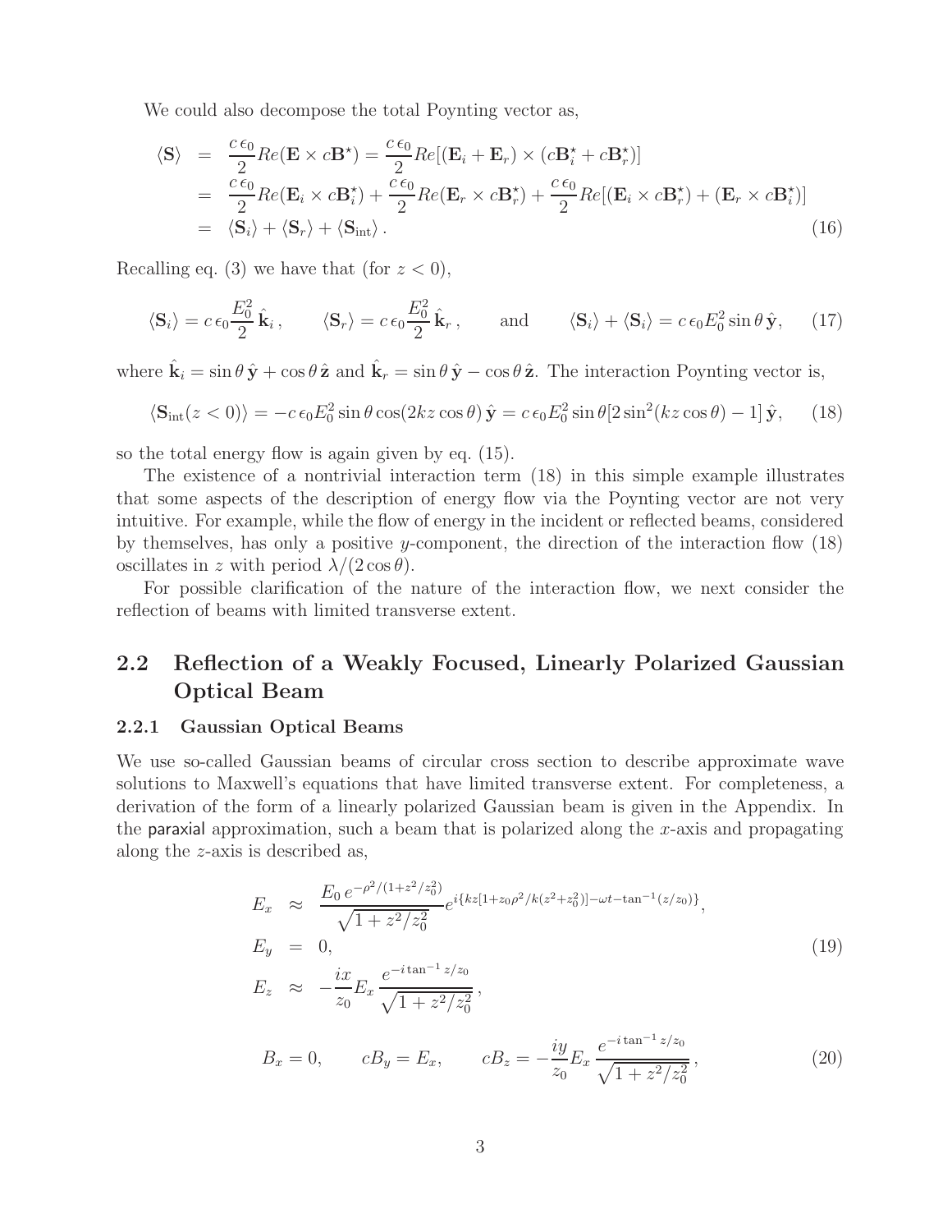We could also decompose the total Poynting vector as,

$$
\begin{aligned}
\langle \mathbf{S} \rangle &= \frac{c\,\epsilon_0}{2} Re(\mathbf{E} \times c\mathbf{B}^\star) = \frac{c\,\epsilon_0}{2} Re[(\mathbf{E}_i + \mathbf{E}_r) \times (c\mathbf{B}_i^\star + c\mathbf{B}_r^\star)] \\
&= \frac{c\,\epsilon_0}{2} Re(\mathbf{E}_i \times c\mathbf{B}_i^\star) + \frac{c\,\epsilon_0}{2} Re(\mathbf{E}_r \times c\mathbf{B}_r^\star) + \frac{c\,\epsilon_0}{2} Re[(\mathbf{E}_i \times c\mathbf{B}_r^\star) + (\mathbf{E}_r \times c\mathbf{B}_i^\star)] \\
&= \langle \mathbf{S}_i \rangle + \langle \mathbf{S}_r \rangle + \langle \mathbf{S}_{\rm int} \rangle . \qquad (16)
\end{aligned}
$$

Recalling eq. (3) we have that (for $z < 0$),

$$
\langle \mathbf{S}_i \rangle = c\,\epsilon_0 \frac{E_0^2}{2}\,\hat{\mathbf{k}}_i\,, \qquad \langle \mathbf{S}_r \rangle = c\,\epsilon_0 \frac{E_0^2}{2}\,\hat{\mathbf{k}}_r\,, \qquad \text{and} \qquad \langle \mathbf{S}_i \rangle + \langle \mathbf{S}_i \rangle = c\,\epsilon_0 E_0^2 \sin\theta\,\hat{\mathbf{y}}, \qquad (17)
$$

where $\hat{\mathbf{k}}_i = \sin\theta\,\hat{\mathbf{y}} + \cos\theta\,\hat{\mathbf{z}}$ and $\hat{\mathbf{k}}_r = \sin\theta\,\hat{\mathbf{y}} - \cos\theta\,\hat{\mathbf{z}}$. The interaction Poynting vector is,

$$
\langle \mathbf{S}_{\rm int}(z < 0) \rangle = -c\,\epsilon_0 E_0^2 \sin\theta \cos(2kz\cos\theta)\,\hat{\mathbf{y}} = c\,\epsilon_0 E_0^2 \sin\theta [2\sin^2(kz\cos\theta) - 1]\,\hat{\mathbf{y}}, \qquad (18)
$$

so the total energy flow is again given by eq. (15).

The existence of a nontrivial interaction term (18) in this simple example illustrates that some aspects of the description of energy flow via the Poynting vector are not very intuitive. For example, while the flow of energy in the incident or reflected beams, considered by themselves, has only a positive $y$-component, the direction of the interaction flow (18) oscillates in $z$ with period $\lambda/(2\cos\theta)$.

For possible clarification of the nature of the interaction flow, we next consider the reflection of beams with limited transverse extent.

## 2.2 Reflection of a Weakly Focused, Linearly Polarized Gaussian Optical Beam

### 2.2.1 Gaussian Optical Beams

We use so-called Gaussian beams of circular cross section to describe approximate wave solutions to Maxwell's equations that have limited transverse extent. For completeness, a derivation of the form of a linearly polarized Gaussian beam is given in the Appendix. In the paraxial approximation, such a beam that is polarized along the $x$-axis and propagating along the $z$-axis is described as,

$$
\begin{aligned}
E_x &\approx \frac{E_0\, e^{-\rho^2/(1+z^2/z_0^2)}}{\sqrt{1 + z^2/z_0^2}} e^{i\{kz[1+z_0\rho^2/k(z^2+z_0^2)] - \omega t - \tan^{-1}(z/z_0)\}}, \\
E_y &= 0, \qquad (19) \\
E_z &\approx -\frac{ix}{z_0} E_x \frac{e^{-i\tan^{-1} z/z_0}}{\sqrt{1 + z^2/z_0^2}}\,,
\end{aligned}
$$

$$
B_x = 0, \qquad cB_y = E_x, \qquad cB_z = -\frac{iy}{z_0} E_x \frac{e^{-i\tan^{-1} z/z_0}}{\sqrt{1 + z^2/z_0^2}}\,, \qquad (20)
$$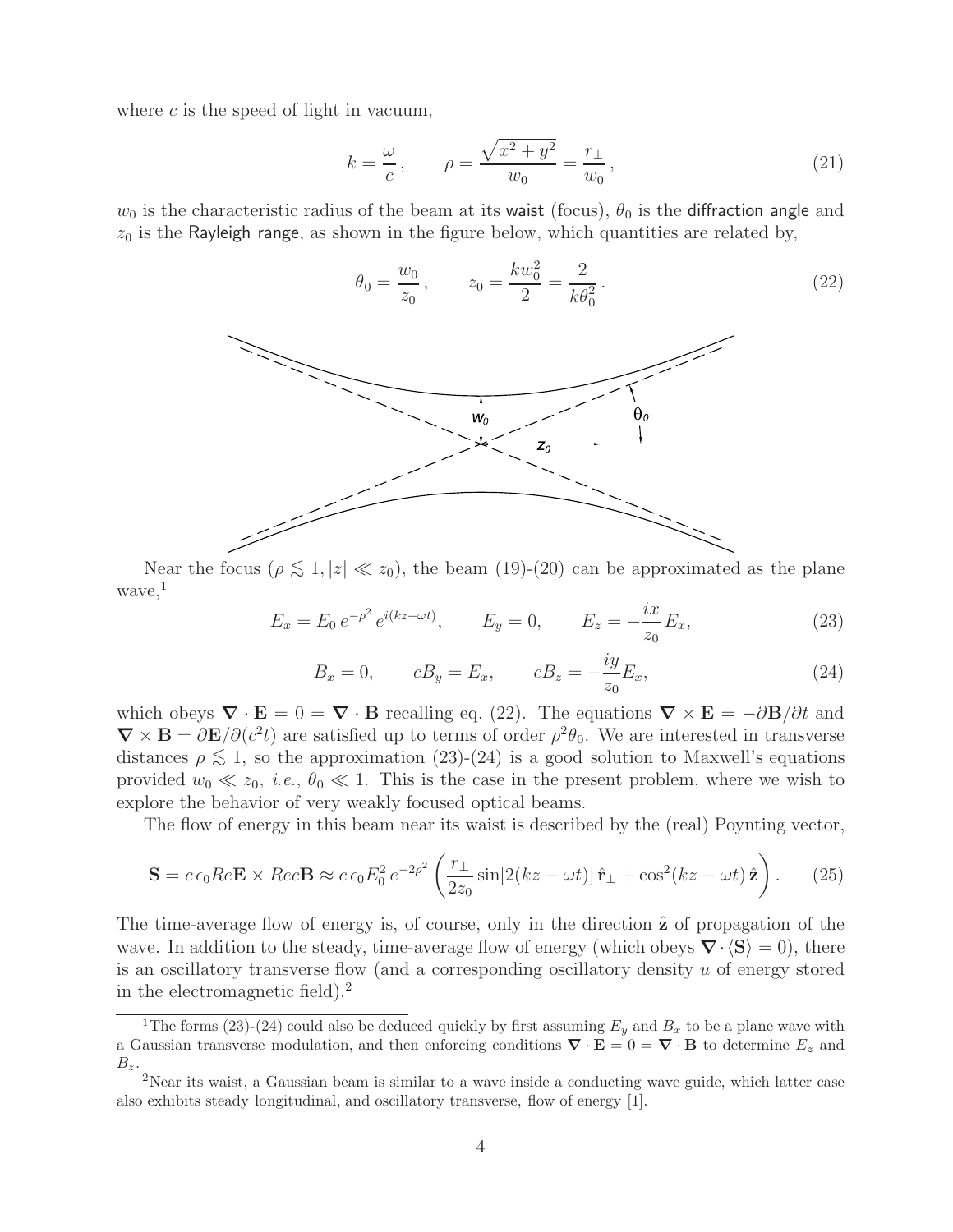where $c$ is the speed of light in vacuum,

$$k = \frac{\omega}{c}, \qquad \rho = \frac{\sqrt{x^2 + y^2}}{w_0} = \frac{r_\perp}{w_0}, \tag{21}$$

$w_0$ is the characteristic radius of the beam at its waist (focus), $\theta_0$ is the diffraction angle and $z_0$ is the Rayleigh range, as shown in the figure below, which quantities are related by,

$$\theta_0 = \frac{w_0}{z_0}, \qquad z_0 = \frac{k w_0^2}{2} = \frac{2}{k \theta_0^2}. \tag{22}$$

Near the focus ($\rho \lesssim 1, |z| \ll z_0$), the beam (19)-(20) can be approximated as the plane wave,[1]

$$E_x = E_0 \, e^{-\rho^2} \, e^{i(kz - \omega t)}, \qquad E_y = 0, \qquad E_z = -\frac{ix}{z_0} E_x, \tag{23}$$

$$B_x = 0, \qquad cB_y = E_x, \qquad cB_z = -\frac{iy}{z_0} E_x, \tag{24}$$

which obeys $\nabla \cdot \mathbf{E} = 0 = \nabla \cdot \mathbf{B}$ recalling eq. (22). The equations $\nabla \times \mathbf{E} = -\partial \mathbf{B}/\partial t$ and $\nabla \times \mathbf{B} = \partial \mathbf{E}/\partial(c^2 t)$ are satisfied up to terms of order $\rho^2 \theta_0$. We are interested in transverse distances $\rho \lesssim 1$, so the approximation (23)-(24) is a good solution to Maxwell's equations provided $w_0 \ll z_0$, *i.e.*, $\theta_0 \ll 1$. This is the case in the present problem, where we wish to explore the behavior of very weakly focused optical beams.

The flow of energy in this beam near its waist is described by the (real) Poynting vector,

$$\mathbf{S} = c\,\epsilon_0 Re\mathbf{E} \times Rec\mathbf{B} \approx c\,\epsilon_0 E_0^2 \, e^{-2\rho^2} \left( \frac{r_\perp}{2z_0} \sin[2(kz - \omega t)] \, \hat{\mathbf{r}}_\perp + \cos^2(kz - \omega t) \, \hat{\mathbf{z}} \right). \tag{25}$$

The time-average flow of energy is, of course, only in the direction $\hat{\mathbf{z}}$ of propagation of the wave. In addition to the steady, time-average flow of energy (which obeys $\nabla \cdot \langle \mathbf{S} \rangle = 0$), there is an oscillatory transverse flow (and a corresponding oscillatory density $u$ of energy stored in the electromagnetic field).[2]

---

[1] The forms (23)-(24) could also be deduced quickly by first assuming $E_y$ and $B_x$ to be a plane wave with a Gaussian transverse modulation, and then enforcing conditions $\nabla \cdot \mathbf{E} = 0 = \nabla \cdot \mathbf{B}$ to determine $E_z$ and $B_z$.

[2] Near its waist, a Gaussian beam is similar to a wave inside a conducting wave guide, which latter case also exhibits steady longitudinal, and oscillatory transverse, flow of energy [1].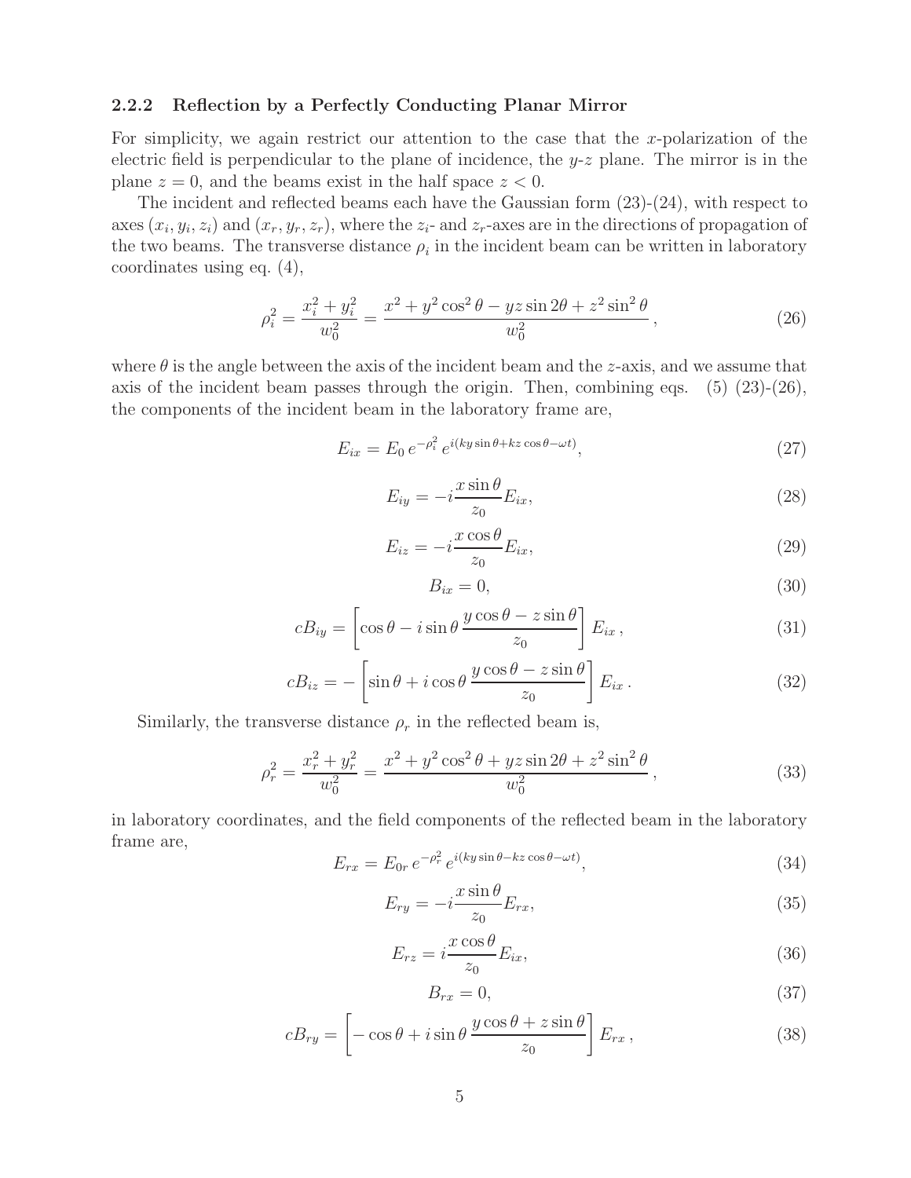### 2.2.2 Reflection by a Perfectly Conducting Planar Mirror

For simplicity, we again restrict our attention to the case that the $x$-polarization of the electric field is perpendicular to the plane of incidence, the $y$-$z$ plane. The mirror is in the plane $z = 0$, and the beams exist in the half space $z < 0$.

The incident and reflected beams each have the Gaussian form (23)-(24), with respect to axes $(x_i, y_i, z_i)$ and $(x_r, y_r, z_r)$, where the $z_i$- and $z_r$-axes are in the directions of propagation of the two beams. The transverse distance $\rho_i$ in the incident beam can be written in laboratory coordinates using eq. (4),

$$\rho_i^2 = \frac{x_i^2 + y_i^2}{w_0^2} = \frac{x^2 + y^2 \cos^2\theta - yz \sin 2\theta + z^2 \sin^2\theta}{w_0^2}\,, \tag{26}$$

where $\theta$ is the angle between the axis of the incident beam and the $z$-axis, and we assume that axis of the incident beam passes through the origin. Then, combining eqs. (5) (23)-(26), the components of the incident beam in the laboratory frame are,

$$E_{ix} = E_0\, e^{-\rho_i^2}\, e^{i(ky \sin\theta + kz \cos\theta - \omega t)}, \tag{27}$$

$$E_{iy} = -i \frac{x \sin\theta}{z_0} E_{ix}, \tag{28}$$

$$E_{iz} = -i \frac{x \cos\theta}{z_0} E_{ix}, \tag{29}$$

$$B_{ix} = 0, \tag{30}$$

$$cB_{iy} = \left[\cos\theta - i \sin\theta\, \frac{y\cos\theta - z\sin\theta}{z_0}\right] E_{ix}\,, \tag{31}$$

$$cB_{iz} = -\left[\sin\theta + i \cos\theta\, \frac{y\cos\theta - z\sin\theta}{z_0}\right] E_{ix}\,. \tag{32}$$

Similarly, the transverse distance $\rho_r$ in the reflected beam is,

$$\rho_r^2 = \frac{x_r^2 + y_r^2}{w_0^2} = \frac{x^2 + y^2 \cos^2\theta + yz \sin 2\theta + z^2 \sin^2\theta}{w_0^2}\,, \tag{33}$$

in laboratory coordinates, and the field components of the reflected beam in the laboratory frame are,

$$E_{rx} = E_{0r}\, e^{-\rho_r^2}\, e^{i(ky \sin\theta - kz \cos\theta - \omega t)}, \tag{34}$$

$$E_{ry} = -i \frac{x \sin\theta}{z_0} E_{rx}, \tag{35}$$

$$E_{rz} = i \frac{x \cos\theta}{z_0} E_{ix}, \tag{36}$$

$$B_{rx} = 0, \tag{37}$$

$$cB_{ry} = \left[-\cos\theta + i \sin\theta\, \frac{y\cos\theta + z\sin\theta}{z_0}\right] E_{rx}\,, \tag{38}$$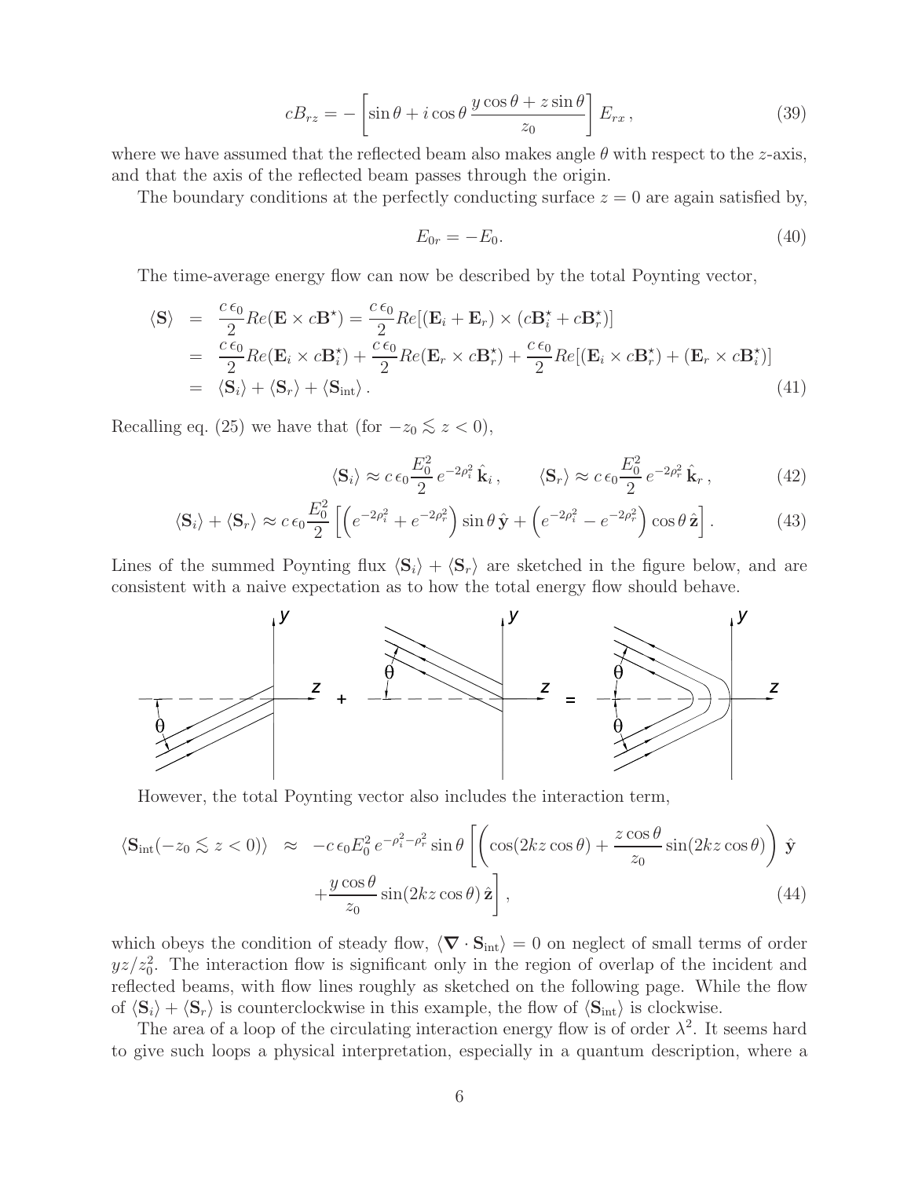$$cB_{rz} = -\left[\sin\theta + i\cos\theta\,\frac{y\cos\theta + z\sin\theta}{z_0}\right] E_{rx}\,, \tag{39}$$

where we have assumed that the reflected beam also makes angle $\theta$ with respect to the $z$-axis, and that the axis of the reflected beam passes through the origin.

The boundary conditions at the perfectly conducting surface $z = 0$ are again satisfied by,

$$E_{0r} = -E_0. \tag{40}$$

The time-average energy flow can now be described by the total Poynting vector,

$$\begin{aligned}
\langle \mathbf{S} \rangle &= \frac{c\,\epsilon_0}{2} Re(\mathbf{E} \times c\mathbf{B}^\star) = \frac{c\,\epsilon_0}{2} Re[(\mathbf{E}_i + \mathbf{E}_r) \times (c\mathbf{B}_i^\star + c\mathbf{B}_r^\star)] \\
&= \frac{c\,\epsilon_0}{2} Re(\mathbf{E}_i \times c\mathbf{B}_i^\star) + \frac{c\,\epsilon_0}{2} Re(\mathbf{E}_r \times c\mathbf{B}_r^\star) + \frac{c\,\epsilon_0}{2} Re[(\mathbf{E}_i \times c\mathbf{B}_r^\star) + (\mathbf{E}_r \times c\mathbf{B}_i^\star)] \\
&= \langle \mathbf{S}_i \rangle + \langle \mathbf{S}_r \rangle + \langle \mathbf{S}_{\rm int} \rangle\,.
\end{aligned} \tag{41}$$

Recalling eq. (25) we have that (for $-z_0 \lesssim z < 0$),

$$\langle \mathbf{S}_i \rangle \approx c\,\epsilon_0 \frac{E_0^2}{2}\, e^{-2\rho_i^2}\, \hat{\mathbf{k}}_i\,, \qquad \langle \mathbf{S}_r \rangle \approx c\,\epsilon_0 \frac{E_0^2}{2}\, e^{-2\rho_r^2}\, \hat{\mathbf{k}}_r\,, \tag{42}$$

$$\langle \mathbf{S}_i \rangle + \langle \mathbf{S}_r \rangle \approx c\,\epsilon_0 \frac{E_0^2}{2}\left[\left(e^{-2\rho_i^2} + e^{-2\rho_r^2}\right)\sin\theta\,\hat{\mathbf{y}} + \left(e^{-2\rho_i^2} - e^{-2\rho_r^2}\right)\cos\theta\,\hat{\mathbf{z}}\right]. \tag{43}$$

Lines of the summed Poynting flux $\langle \mathbf{S}_i \rangle + \langle \mathbf{S}_r \rangle$ are sketched in the figure below, and are consistent with a naive expectation as to how the total energy flow should behave.

However, the total Poynting vector also includes the interaction term,

$$\begin{aligned}
\langle \mathbf{S}_{\rm int}(-z_0 \lesssim z < 0) \rangle \;\approx\; & -c\,\epsilon_0 E_0^2\, e^{-\rho_i^2 - \rho_r^2} \sin\theta \left[\left(\cos(2kz\cos\theta) + \frac{z\cos\theta}{z_0}\sin(2kz\cos\theta)\right)\hat{\mathbf{y}}\right. \\
& \left. + \frac{y\cos\theta}{z_0}\sin(2kz\cos\theta)\,\hat{\mathbf{z}}\right],
\end{aligned} \tag{44}$$

which obeys the condition of steady flow, $\langle \boldsymbol{\nabla} \cdot \mathbf{S}_{\rm int} \rangle = 0$ on neglect of small terms of order $yz/z_0^2$. The interaction flow is significant only in the region of overlap of the incident and reflected beams, with flow lines roughly as sketched on the following page. While the flow of $\langle \mathbf{S}_i \rangle + \langle \mathbf{S}_r \rangle$ is counterclockwise in this example, the flow of $\langle \mathbf{S}_{\rm int} \rangle$ is clockwise.

The area of a loop of the circulating interaction energy flow is of order $\lambda^2$. It seems hard to give such loops a physical interpretation, especially in a quantum description, where a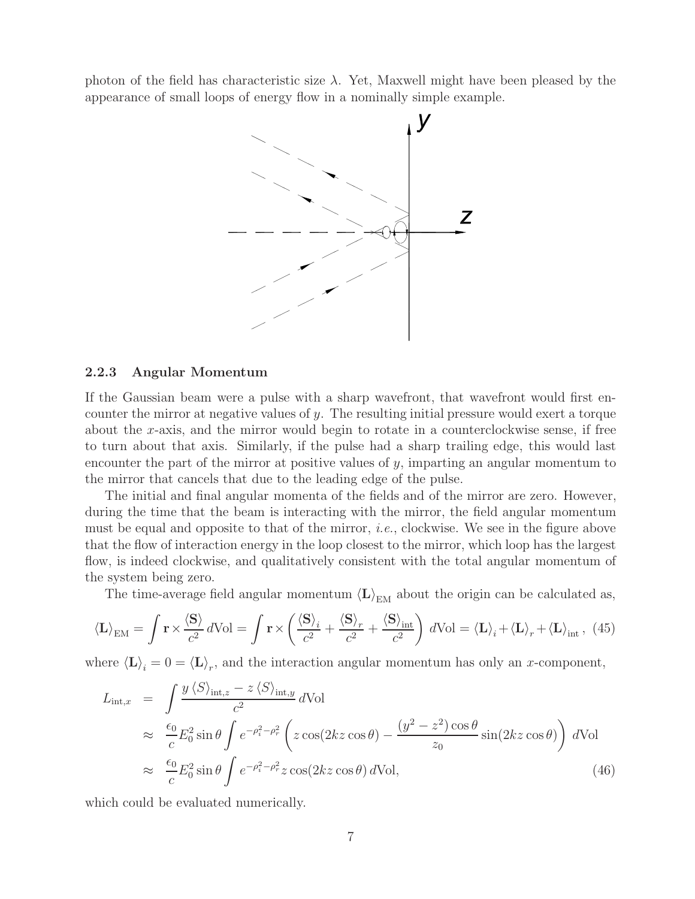photon of the field has characteristic size $\lambda$. Yet, Maxwell might have been pleased by the appearance of small loops of energy flow in a nominally simple example.

### 2.2.3 Angular Momentum

If the Gaussian beam were a pulse with a sharp wavefront, that wavefront would first encounter the mirror at negative values of $y$. The resulting initial pressure would exert a torque about the $x$-axis, and the mirror would begin to rotate in a counterclockwise sense, if free to turn about that axis. Similarly, if the pulse had a sharp trailing edge, this would last encounter the part of the mirror at positive values of $y$, imparting an angular momentum to the mirror that cancels that due to the leading edge of the pulse.

The initial and final angular momenta of the fields and of the mirror are zero. However, during the time that the beam is interacting with the mirror, the field angular momentum must be equal and opposite to that of the mirror, *i.e.*, clockwise. We see in the figure above that the flow of interaction energy in the loop closest to the mirror, which loop has the largest flow, is indeed clockwise, and qualitatively consistent with the total angular momentum of the system being zero.

The time-average field angular momentum $\langle \mathbf{L} \rangle_{\rm EM}$ about the origin can be calculated as,

$$\langle \mathbf{L} \rangle_{\rm EM} = \int \mathbf{r} \times \frac{\langle \mathbf{S} \rangle}{c^2} \, d\text{Vol} = \int \mathbf{r} \times \left( \frac{\langle \mathbf{S} \rangle_i}{c^2} + \frac{\langle \mathbf{S} \rangle_r}{c^2} + \frac{\langle \mathbf{S} \rangle_{\rm int}}{c^2} \right) d\text{Vol} = \langle \mathbf{L} \rangle_i + \langle \mathbf{L} \rangle_r + \langle \mathbf{L} \rangle_{\rm int} \,, \quad (45)$$

where $\langle \mathbf{L} \rangle_i = 0 = \langle \mathbf{L} \rangle_r$, and the interaction angular momentum has only an $x$-component,

$$\begin{aligned}
L_{{\rm int},x} &= \int \frac{y \, \langle S \rangle_{{\rm int},z} - z \, \langle S \rangle_{{\rm int},y}}{c^2} \, d\text{Vol} \\
&\approx \frac{\epsilon_0}{c} E_0^2 \sin\theta \int e^{-\rho_i^2 - \rho_r^2} \left( z \cos(2kz\cos\theta) - \frac{(y^2 - z^2)\cos\theta}{z_0} \sin(2kz\cos\theta) \right) d\text{Vol} \\
&\approx \frac{\epsilon_0}{c} E_0^2 \sin\theta \int e^{-\rho_i^2 - \rho_r^2} z \cos(2kz\cos\theta) \, d\text{Vol}, \qquad (46)
\end{aligned}$$

which could be evaluated numerically.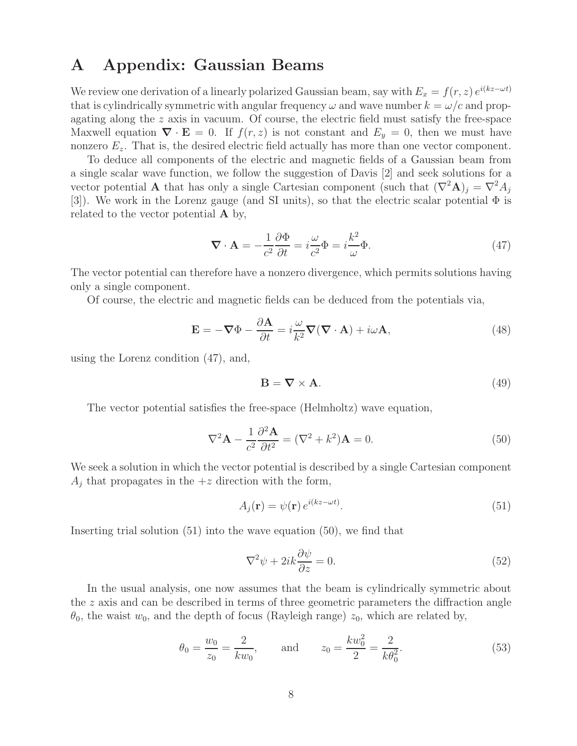# A Appendix: Gaussian Beams

We review one derivation of a linearly polarized Gaussian beam, say with $E_x = f(r, z)\, e^{i(kz-\omega t)}$ that is cylindrically symmetric with angular frequency $\omega$ and wave number $k = \omega/c$ and propagating along the $z$ axis in vacuum. Of course, the electric field must satisfy the free-space Maxwell equation $\boldsymbol{\nabla} \cdot \mathbf{E} = 0$. If $f(r, z)$ is not constant and $E_y = 0$, then we must have nonzero $E_z$. That is, the desired electric field actually has more than one vector component.

To deduce all components of the electric and magnetic fields of a Gaussian beam from a single scalar wave function, we follow the suggestion of Davis [2] and seek solutions for a vector potential $\mathbf{A}$ that has only a single Cartesian component (such that $(\nabla^2 \mathbf{A})_j = \nabla^2 A_j$ [3]). We work in the Lorenz gauge (and SI units), so that the electric scalar potential $\Phi$ is related to the vector potential $\mathbf{A}$ by,

$$
\boldsymbol{\nabla} \cdot \mathbf{A} = -\frac{1}{c^2}\frac{\partial \Phi}{\partial t} = i\frac{\omega}{c^2}\Phi = i\frac{k^2}{\omega}\Phi. \tag{47}
$$

The vector potential can therefore have a nonzero divergence, which permits solutions having only a single component.

Of course, the electric and magnetic fields can be deduced from the potentials via,

$$
\mathbf{E} = -\boldsymbol{\nabla}\Phi - \frac{\partial \mathbf{A}}{\partial t} = i\frac{\omega}{k^2}\boldsymbol{\nabla}(\boldsymbol{\nabla} \cdot \mathbf{A}) + i\omega \mathbf{A}, \tag{48}
$$

using the Lorenz condition (47), and,

$$
\mathbf{B} = \boldsymbol{\nabla} \times \mathbf{A}. \tag{49}
$$

The vector potential satisfies the free-space (Helmholtz) wave equation,

$$
\nabla^2 \mathbf{A} - \frac{1}{c^2}\frac{\partial^2 \mathbf{A}}{\partial t^2} = (\nabla^2 + k^2)\mathbf{A} = 0. \tag{50}
$$

We seek a solution in which the vector potential is described by a single Cartesian component $A_j$ that propagates in the $+z$ direction with the form,

$$
A_j(\mathbf{r}) = \psi(\mathbf{r})\, e^{i(kz-\omega t)}. \tag{51}
$$

Inserting trial solution (51) into the wave equation (50), we find that

$$
\nabla^2 \psi + 2ik\frac{\partial \psi}{\partial z} = 0. \tag{52}
$$

In the usual analysis, one now assumes that the beam is cylindrically symmetric about the $z$ axis and can be described in terms of three geometric parameters the diffraction angle $\theta_0$, the waist $w_0$, and the depth of focus (Rayleigh range) $z_0$, which are related by,

$$
\theta_0 = \frac{w_0}{z_0} = \frac{2}{kw_0}, \qquad \text{and} \qquad z_0 = \frac{kw_0^2}{2} = \frac{2}{k\theta_0^2}. \tag{53}
$$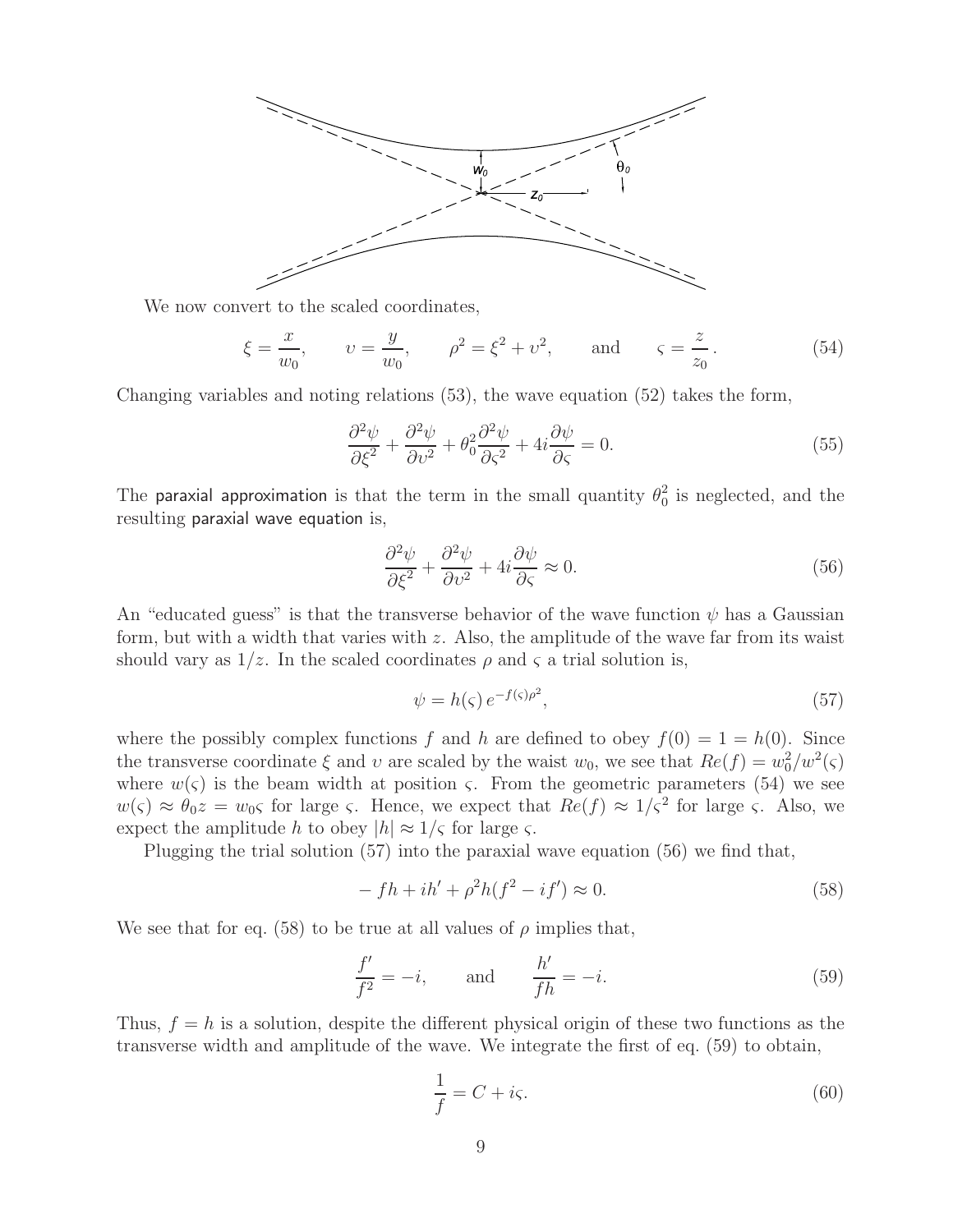We now convert to the scaled coordinates,

$$\xi = \frac{x}{w_0}, \qquad \upsilon = \frac{y}{w_0}, \qquad \rho^2 = \xi^2 + \upsilon^2, \qquad \text{and} \qquad \varsigma = \frac{z}{z_0}. \tag{54}$$

Changing variables and noting relations (53), the wave equation (52) takes the form,

$$\frac{\partial^2 \psi}{\partial \xi^2} + \frac{\partial^2 \psi}{\partial \upsilon^2} + \theta_0^2 \frac{\partial^2 \psi}{\partial \varsigma^2} + 4i \frac{\partial \psi}{\partial \varsigma} = 0. \tag{55}$$

The paraxial approximation is that the term in the small quantity $\theta_0^2$ is neglected, and the resulting paraxial wave equation is,

$$\frac{\partial^2 \psi}{\partial \xi^2} + \frac{\partial^2 \psi}{\partial \upsilon^2} + 4i \frac{\partial \psi}{\partial \varsigma} \approx 0. \tag{56}$$

An "educated guess" is that the transverse behavior of the wave function $\psi$ has a Gaussian form, but with a width that varies with $z$. Also, the amplitude of the wave far from its waist should vary as $1/z$. In the scaled coordinates $\rho$ and $\varsigma$ a trial solution is,

$$\psi = h(\varsigma)\, e^{-f(\varsigma)\rho^2}, \tag{57}$$

where the possibly complex functions $f$ and $h$ are defined to obey $f(0) = 1 = h(0)$. Since the transverse coordinate $\xi$ and $\upsilon$ are scaled by the waist $w_0$, we see that $Re(f) = w_0^2/w^2(\varsigma)$ where $w(\varsigma)$ is the beam width at position $\varsigma$. From the geometric parameters (54) we see $w(\varsigma) \approx \theta_0 z = w_0 \varsigma$ for large $\varsigma$. Hence, we expect that $Re(f) \approx 1/\varsigma^2$ for large $\varsigma$. Also, we expect the amplitude $h$ to obey $|h| \approx 1/\varsigma$ for large $\varsigma$.

Plugging the trial solution (57) into the paraxial wave equation (56) we find that,

$$-fh + ih' + \rho^2 h(f^2 - if') \approx 0. \tag{58}$$

We see that for eq. (58) to be true at all values of $\rho$ implies that,

$$\frac{f'}{f^2} = -i, \qquad \text{and} \qquad \frac{h'}{fh} = -i. \tag{59}$$

Thus, $f = h$ is a solution, despite the different physical origin of these two functions as the transverse width and amplitude of the wave. We integrate the first of eq. (59) to obtain,

$$\frac{1}{f} = C + i\varsigma. \tag{60}$$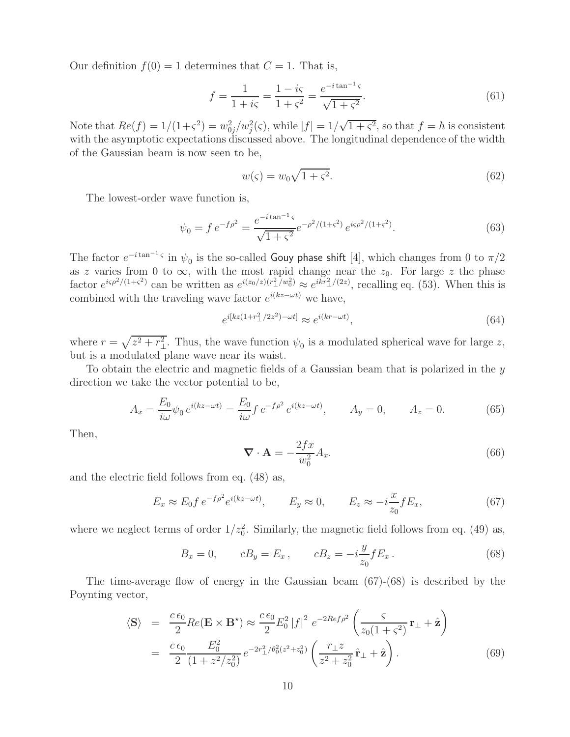Our definition $f(0) = 1$ determines that $C = 1$. That is,

$$f = \frac{1}{1 + i\varsigma} = \frac{1 - i\varsigma}{1 + \varsigma^2} = \frac{e^{-i\tan^{-1}\varsigma}}{\sqrt{1 + \varsigma^2}}. \tag{61}$$

Note that $Re(f) = 1/(1+\varsigma^2) = w_{0j}^2/w_j^2(\varsigma)$, while $|f| = 1/\sqrt{1+\varsigma^2}$, so that $f = h$ is consistent with the asymptotic expectations discussed above. The longitudinal dependence of the width of the Gaussian beam is now seen to be,

$$w(\varsigma) = w_0\sqrt{1 + \varsigma^2}. \tag{62}$$

The lowest-order wave function is,

$$\psi_0 = f\, e^{-f\rho^2} = \frac{e^{-i\tan^{-1}\varsigma}}{\sqrt{1 + \varsigma^2}} e^{-\rho^2/(1+\varsigma^2)}\, e^{i\varsigma\rho^2/(1+\varsigma^2)}. \tag{63}$$

The factor $e^{-i\tan^{-1}\varsigma}$ in $\psi_0$ is the so-called Gouy phase shift [4], which changes from 0 to $\pi/2$ as $z$ varies from 0 to $\infty$, with the most rapid change near the $z_0$. For large $z$ the phase factor $e^{i\varsigma\rho^2/(1+\varsigma^2)}$ can be written as $e^{i(z_0/z)(r_\perp^2/w_0^2)} \approx e^{ikr_\perp^2/(2z)}$, recalling eq. (53). When this is combined with the traveling wave factor $e^{i(kz-\omega t)}$ we have,

$$e^{i[kz(1+r_\perp^2/2z^2)-\omega t]} \approx e^{i(kr-\omega t)}, \tag{64}$$

where $r = \sqrt{z^2 + r_\perp^2}$. Thus, the wave function $\psi_0$ is a modulated spherical wave for large $z$, but is a modulated plane wave near its waist.

To obtain the electric and magnetic fields of a Gaussian beam that is polarized in the $y$ direction we take the vector potential to be,

$$A_x = \frac{E_0}{i\omega}\psi_0\, e^{i(kz-\omega t)} = \frac{E_0}{i\omega} f\, e^{-f\rho^2}\, e^{i(kz-\omega t)}, \qquad A_y = 0, \qquad A_z = 0. \tag{65}$$

Then,

$$\boldsymbol{\nabla}\cdot\mathbf{A} = -\frac{2fx}{w_0^2}A_x. \tag{66}$$

and the electric field follows from eq. (48) as,

$$E_x \approx E_0 f\, e^{-f\rho^2} e^{i(kz-\omega t)}, \qquad E_y \approx 0, \qquad E_z \approx -i\frac{x}{z_0} f E_x, \tag{67}$$

where we neglect terms of order $1/z_0^2$. Similarly, the magnetic field follows from eq. (49) as,

$$B_x = 0, \qquad cB_y = E_x\,, \qquad cB_z = -i\frac{y}{z_0} f E_x\,. \tag{68}$$

The time-average flow of energy in the Gaussian beam (67)-(68) is described by the Poynting vector,

$$\begin{aligned}
\langle\mathbf{S}\rangle &= \frac{c\,\epsilon_0}{2} Re(\mathbf{E}\times\mathbf{B}^\star) \approx \frac{c\,\epsilon_0}{2} E_0^2\,|f|^2\; e^{-2Ref\rho^2}\left(\frac{\varsigma}{z_0(1+\varsigma^2)}\,\mathbf{r}_\perp + \hat{\mathbf{z}}\right) \\
&= \frac{c\,\epsilon_0}{2}\frac{E_0^2}{(1+z^2/z_0^2)}\, e^{-2r_\perp^2/\theta_0^2(z^2+z_0^2)}\left(\frac{r_\perp z}{z^2+z_0^2}\,\hat{\mathbf{r}}_\perp + \hat{\mathbf{z}}\right).
\end{aligned} \tag{69}$$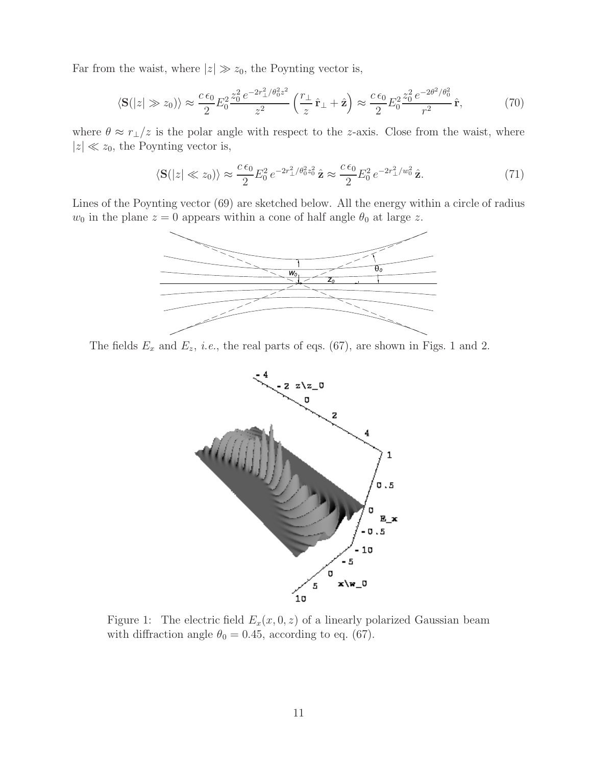Far from the waist, where $|z| \gg z_0$, the Poynting vector is,

$$\langle \mathbf{S}(|z| \gg z_0) \rangle \approx \frac{c\,\epsilon_0}{2} E_0^2 \frac{z_0^2\, e^{-2r_\perp^2/\theta_0^2 z^2}}{z^2} \left( \frac{r_\perp}{z}\,\hat{\mathbf{r}}_\perp + \hat{\mathbf{z}} \right) \approx \frac{c\,\epsilon_0}{2} E_0^2 \frac{z_0^2\, e^{-2\theta^2/\theta_0^2}}{r^2}\,\hat{\mathbf{r}}, \tag{70}$$

where $\theta \approx r_\perp/z$ is the polar angle with respect to the $z$-axis. Close from the waist, where $|z| \ll z_0$, the Poynting vector is,

$$\langle \mathbf{S}(|z| \ll z_0) \rangle \approx \frac{c\,\epsilon_0}{2} E_0^2\, e^{-2r_\perp^2/\theta_0^2 z_0^2}\,\hat{\mathbf{z}} \approx \frac{c\,\epsilon_0}{2} E_0^2\, e^{-2r_\perp^2/w_0^2}\,\hat{\mathbf{z}}. \tag{71}$$

Lines of the Poynting vector (69) are sketched below. All the energy within a circle of radius $w_0$ in the plane $z = 0$ appears within a cone of half angle $\theta_0$ at large $z$.

The fields $E_x$ and $E_z$, *i.e.*, the real parts of eqs. (67), are shown in Figs. 1 and 2.

Figure 1: The electric field $E_x(x, 0, z)$ of a linearly polarized Gaussian beam with diffraction angle $\theta_0 = 0.45$, according to eq. (67).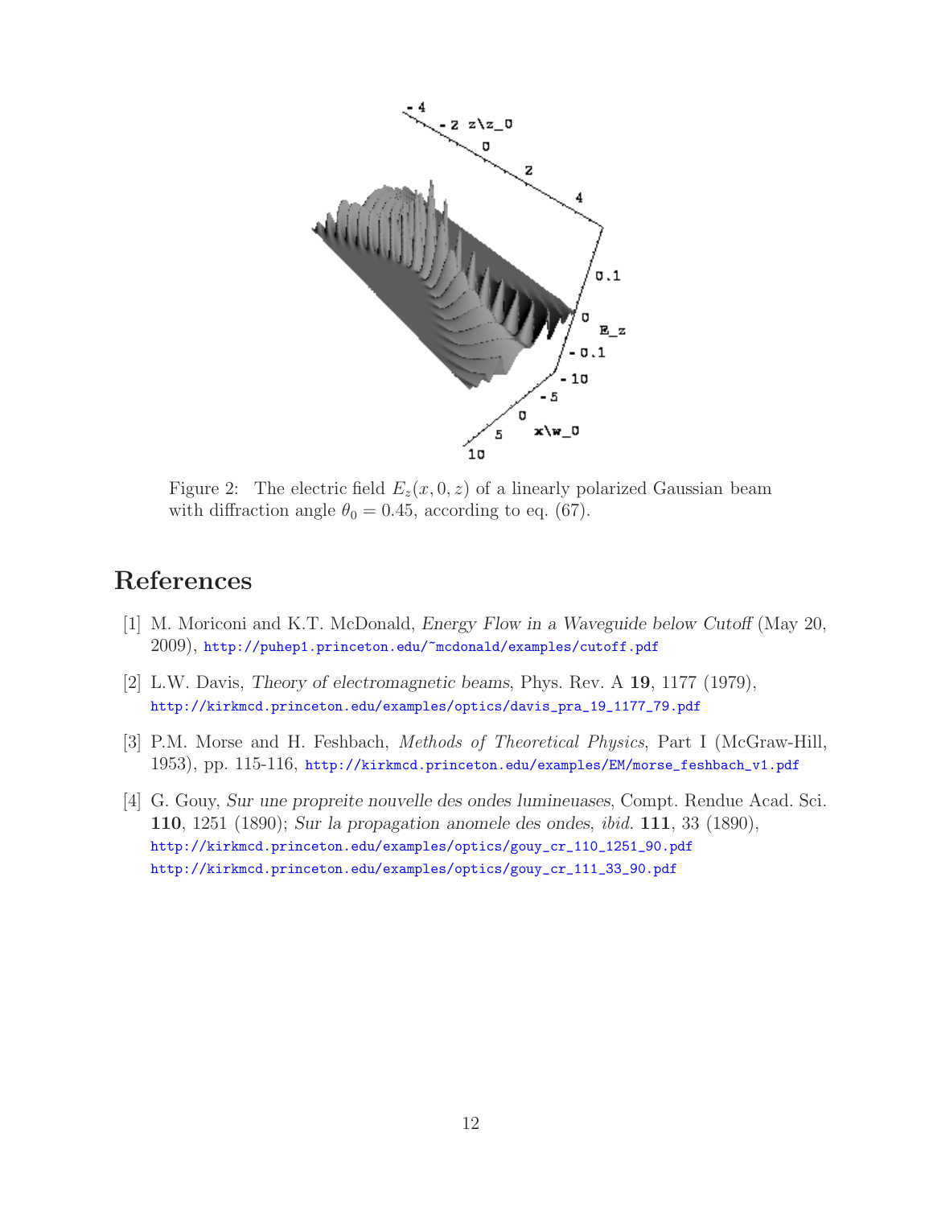- 4
- 2 z\z_0
0
2
4

0.1
0
E_z
- 0.1
- 10
- 5
0
5
x\w_0
10

Figure 2: The electric field $E_z(x, 0, z)$ of a linearly polarized Gaussian beam with diffraction angle $\theta_0 = 0.45$, according to eq. (67).

# References

[1] M. Moriconi and K.T. McDonald, *Energy Flow in a Waveguide below Cutoff* (May 20, 2009), http://puhep1.princeton.edu/~mcdonald/examples/cutoff.pdf

[2] L.W. Davis, *Theory of electromagnetic beams*, Phys. Rev. A **19**, 1177 (1979), http://kirkmcd.princeton.edu/examples/optics/davis_pra_19_1177_79.pdf

[3] P.M. Morse and H. Feshbach, *Methods of Theoretical Physics*, Part I (McGraw-Hill, 1953), pp. 115-116, http://kirkmcd.princeton.edu/examples/EM/morse_feshbach_v1.pdf

[4] G. Gouy, *Sur une propreite nouvelle des ondes lumineuases*, Compt. Rendue Acad. Sci. **110**, 1251 (1890); *Sur la propagation anomele des ondes*, *ibid.* **111**, 33 (1890), http://kirkmcd.princeton.edu/examples/optics/gouy_cr_110_1251_90.pdf http://kirkmcd.princeton.edu/examples/optics/gouy_cr_111_33_90.pdf